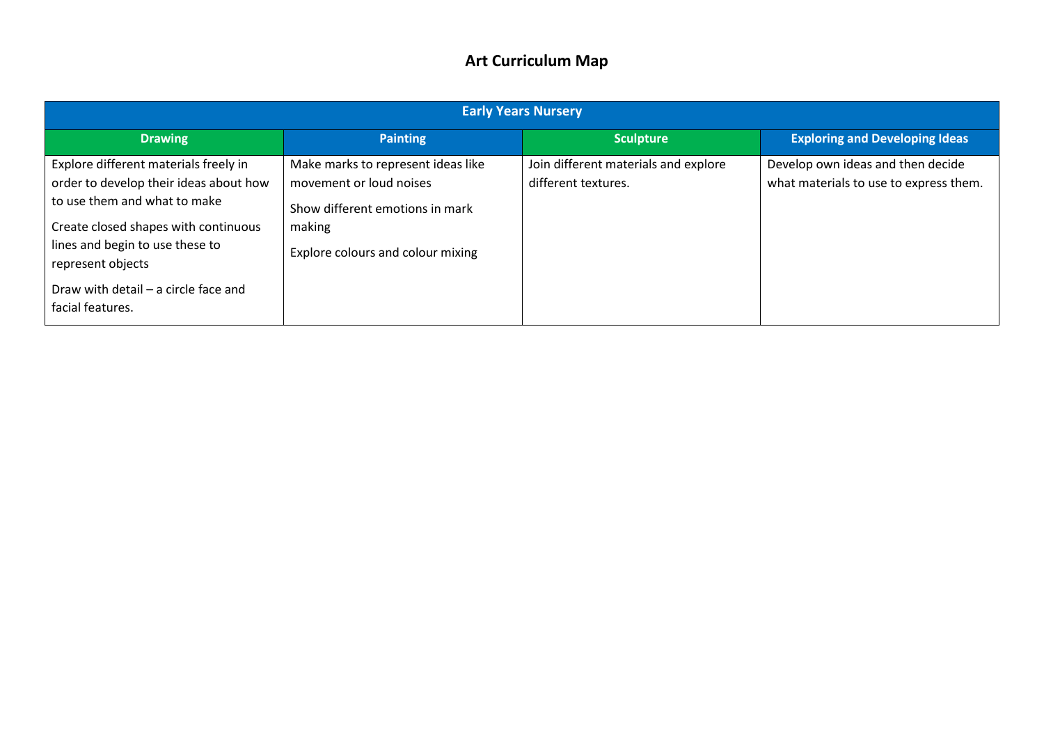# Art Curriculum Map

| Early Years Nursery | | | |
|---|---|---|---|
| **Drawing** | **Painting** | **Sculpture** | **Exploring and Developing Ideas** |
| Explore different materials freely in order to develop their ideas about how to use them and what to make<br><br>Create closed shapes with continuous lines and begin to use these to represent objects<br><br>Draw with detail – a circle face and facial features. | Make marks to represent ideas like movement or loud noises<br><br>Show different emotions in mark making<br><br>Explore colours and colour mixing | Join different materials and explore different textures. | Develop own ideas and then decide what materials to use to express them. |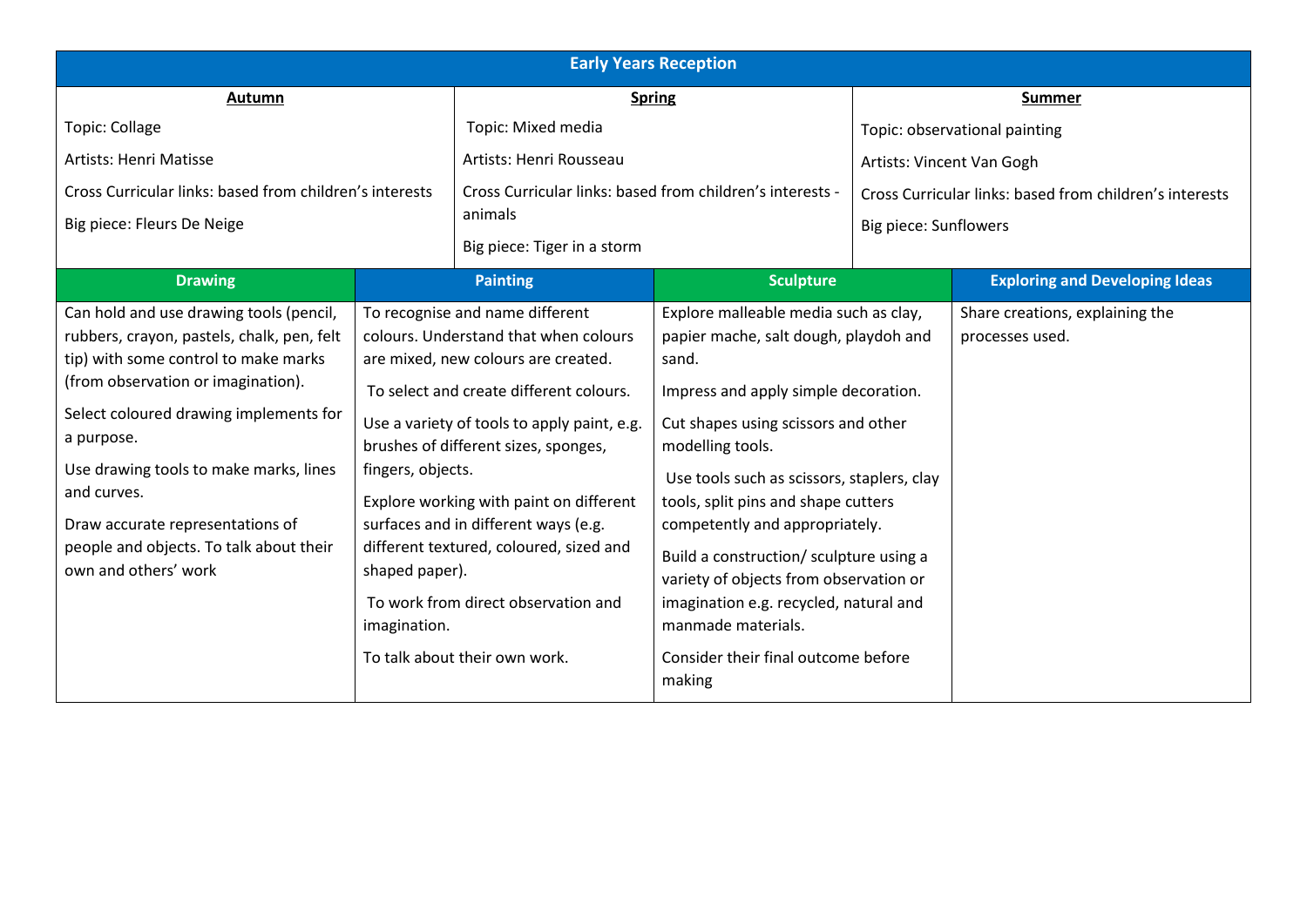| Early Years Reception | | |
|---|---|---|
| **Autumn** | **Spring** | **Summer** |
| Topic: Collage<br><br>Artists: Henri Matisse<br><br>Cross Curricular links: based from children's interests<br><br>Big piece: Fleurs De Neige | Topic: Mixed media<br><br>Artists: Henri Rousseau<br><br>Cross Curricular links: based from children's interests - animals<br><br>Big piece: Tiger in a storm | Topic: observational painting<br><br>Artists: Vincent Van Gogh<br><br>Cross Curricular links: based from children's interests<br><br>Big piece: Sunflowers |

| Drawing | Painting | Sculpture | Exploring and Developing Ideas |
|---|---|---|---|
| Can hold and use drawing tools (pencil, rubbers, crayon, pastels, chalk, pen, felt tip) with some control to make marks (from observation or imagination).<br><br>Select coloured drawing implements for a purpose.<br><br>Use drawing tools to make marks, lines and curves.<br><br>Draw accurate representations of people and objects. To talk about their own and others' work | To recognise and name different colours. Understand that when colours are mixed, new colours are created.<br><br>To select and create different colours.<br><br>Use a variety of tools to apply paint, e.g. brushes of different sizes, sponges, fingers, objects.<br><br>Explore working with paint on different surfaces and in different ways (e.g. different textured, coloured, sized and shaped paper).<br><br>To work from direct observation and imagination.<br><br>To talk about their own work. | Explore malleable media such as clay, papier mache, salt dough, playdoh and sand.<br><br>Impress and apply simple decoration.<br><br>Cut shapes using scissors and other modelling tools.<br><br>Use tools such as scissors, staplers, clay tools, split pins and shape cutters competently and appropriately.<br><br>Build a construction/ sculpture using a variety of objects from observation or imagination e.g. recycled, natural and manmade materials.<br><br>Consider their final outcome before making | Share creations, explaining the processes used. |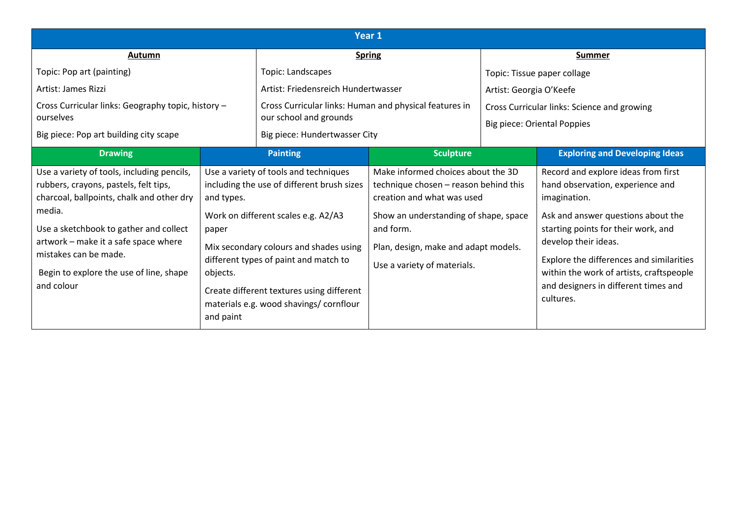## Year 1

| Autumn | Spring | Summer |
|---|---|---|
| Topic: Pop art (painting)<br>Artist: James Rizzi<br>Cross Curricular links: Geography topic, history – ourselves<br>Big piece: Pop art building city scape | Topic: Landscapes<br>Artist: Friedensreich Hundertwasser<br>Cross Curricular links: Human and physical features in our school and grounds<br>Big piece: Hundertwasser City | Topic: Tissue paper collage<br>Artist: Georgia O'Keefe<br>Cross Curricular links: Science and growing<br>Big piece: Oriental Poppies |

| Drawing | Painting | Sculpture | Exploring and Developing Ideas |
|---|---|---|---|
| Use a variety of tools, including pencils, rubbers, crayons, pastels, felt tips, charcoal, ballpoints, chalk and other dry media.<br>Use a sketchbook to gather and collect artwork – make it a safe space where mistakes can be made.<br>Begin to explore the use of line, shape and colour | Use a variety of tools and techniques including the use of different brush sizes and types.<br>Work on different scales e.g. A2/A3 paper<br>Mix secondary colours and shades using different types of paint and match to objects.<br>Create different textures using different materials e.g. wood shavings/ cornflour and paint | Make informed choices about the 3D technique chosen – reason behind this creation and what was used<br>Show an understanding of shape, space and form.<br>Plan, design, make and adapt models.<br>Use a variety of materials. | Record and explore ideas from first hand observation, experience and imagination.<br>Ask and answer questions about the starting points for their work, and develop their ideas.<br>Explore the differences and similarities within the work of artists, craftspeople and designers in different times and cultures. |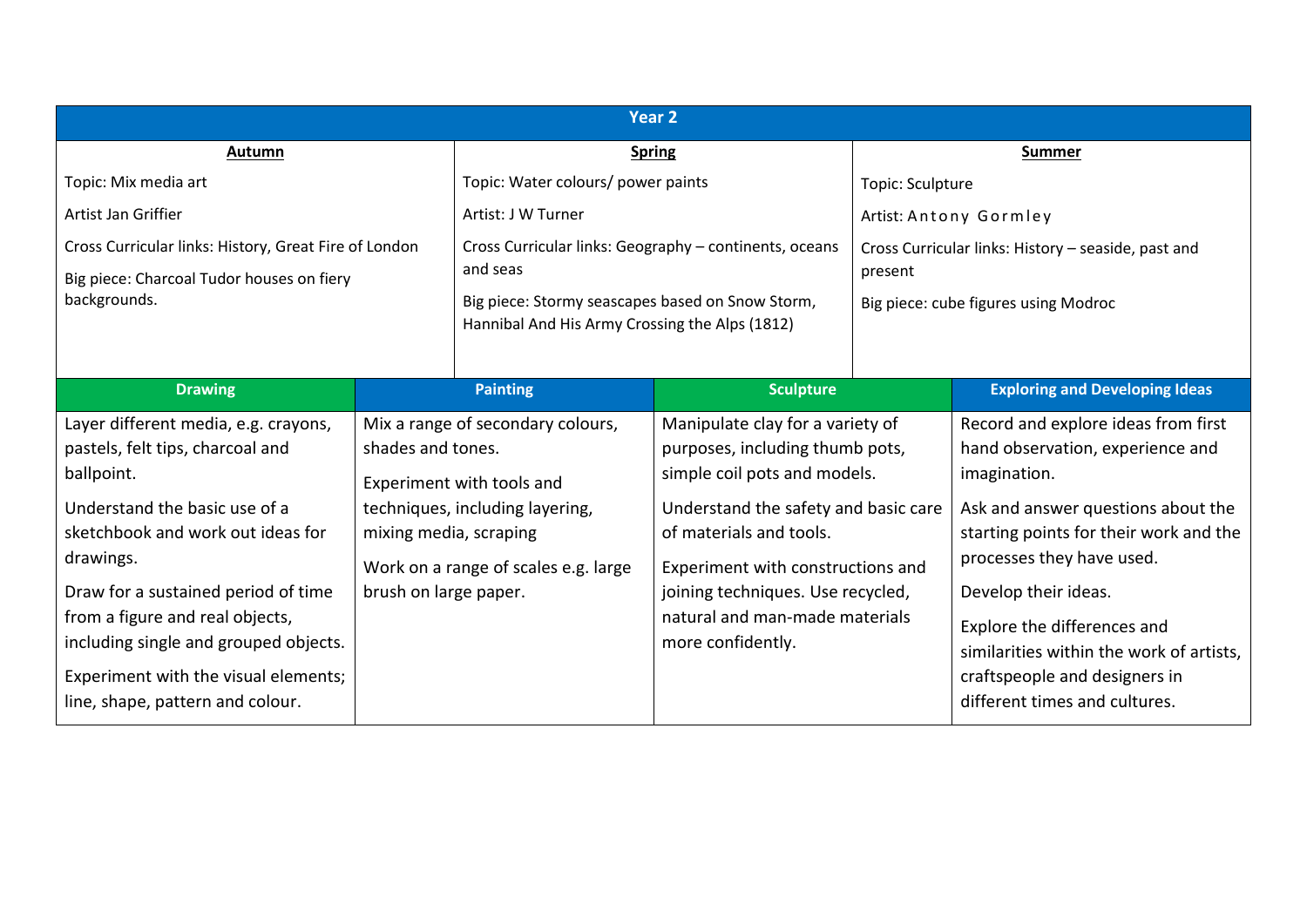## Year 2

| Autumn | Spring | Summer |
| --- | --- | --- |
| Topic: Mix media art<br><br>Artist Jan Griffier<br><br>Cross Curricular links: History, Great Fire of London<br><br>Big piece: Charcoal Tudor houses on fiery backgrounds. | Topic: Water colours/ power paints<br><br>Artist: J W Turner<br><br>Cross Curricular links: Geography – continents, oceans and seas<br><br>Big piece: Stormy seascapes based on Snow Storm, Hannibal And His Army Crossing the Alps (1812) | Topic: Sculpture<br><br>Artist: Antony Gormley<br><br>Cross Curricular links: History – seaside, past and present<br><br>Big piece: cube figures using Modroc |

| Drawing | Painting | Sculpture | Exploring and Developing Ideas |
| --- | --- | --- | --- |
| Layer different media, e.g. crayons, pastels, felt tips, charcoal and ballpoint.<br><br>Understand the basic use of a sketchbook and work out ideas for drawings.<br><br>Draw for a sustained period of time from a figure and real objects, including single and grouped objects.<br><br>Experiment with the visual elements; line, shape, pattern and colour. | Mix a range of secondary colours, shades and tones.<br><br>Experiment with tools and techniques, including layering, mixing media, scraping<br><br>Work on a range of scales e.g. large brush on large paper. | Manipulate clay for a variety of purposes, including thumb pots, simple coil pots and models.<br><br>Understand the safety and basic care of materials and tools.<br><br>Experiment with constructions and joining techniques. Use recycled, natural and man-made materials more confidently. | Record and explore ideas from first hand observation, experience and imagination.<br><br>Ask and answer questions about the starting points for their work and the processes they have used.<br><br>Develop their ideas.<br><br>Explore the differences and similarities within the work of artists, craftspeople and designers in different times and cultures. |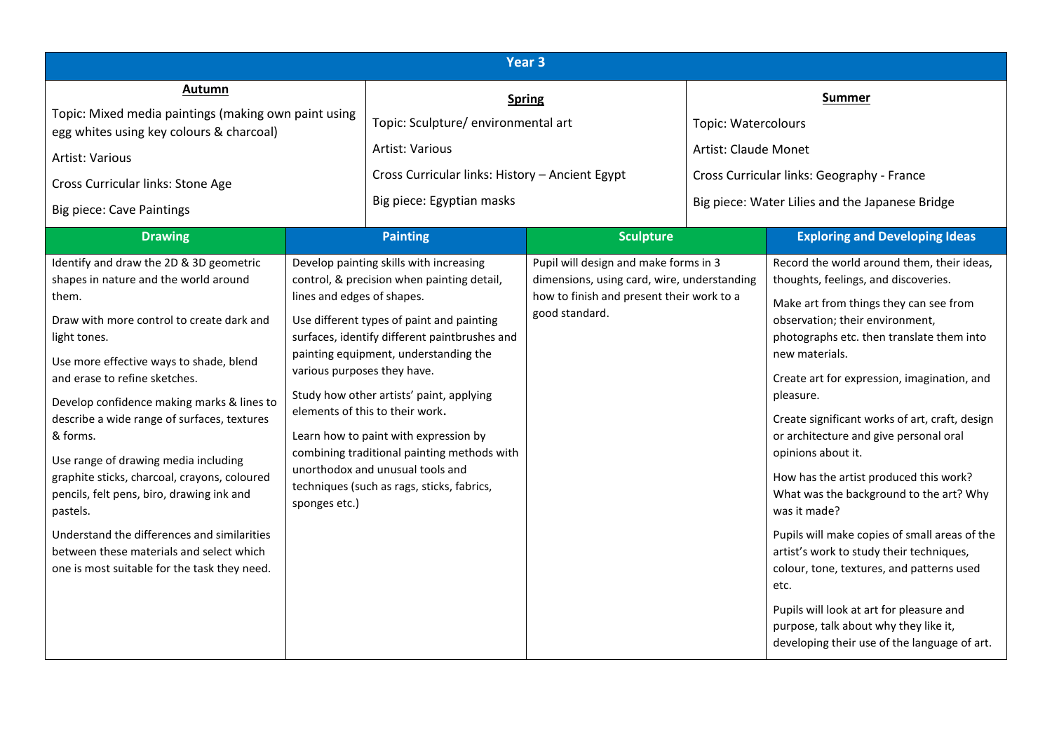| Year 3 | | |
|---|---|---|
| **Autumn**<br>Topic: Mixed media paintings (making own paint using egg whites using key colours & charcoal)<br>Artist: Various<br>Cross Curricular links: Stone Age<br>Big piece: Cave Paintings | **Spring**<br>Topic: Sculpture/ environmental art<br>Artist: Various<br>Cross Curricular links: History – Ancient Egypt<br>Big piece: Egyptian masks | **Summer**<br>Topic: Watercolours<br>Artist: Claude Monet<br>Cross Curricular links: Geography - France<br>Big piece: Water Lilies and the Japanese Bridge |

| Drawing | Painting | Sculpture | Exploring and Developing Ideas |
|---|---|---|---|
| Identify and draw the 2D & 3D geometric shapes in nature and the world around them.<br><br>Draw with more control to create dark and light tones.<br><br>Use more effective ways to shade, blend and erase to refine sketches.<br><br>Develop confidence making marks & lines to describe a wide range of surfaces, textures & forms.<br><br>Use range of drawing media including graphite sticks, charcoal, crayons, coloured pencils, felt pens, biro, drawing ink and pastels.<br><br>Understand the differences and similarities between these materials and select which one is most suitable for the task they need. | Develop painting skills with increasing control, & precision when painting detail, lines and edges of shapes.<br><br>Use different types of paint and painting surfaces, identify different paintbrushes and painting equipment, understanding the various purposes they have.<br><br>Study how other artists' paint, applying elements of this to their work**.**<br><br>Learn how to paint with expression by combining traditional painting methods with unorthodox and unusual tools and techniques (such as rags, sticks, fabrics, sponges etc.) | Pupil will design and make forms in 3 dimensions, using card, wire, understanding how to finish and present their work to a good standard. | Record the world around them, their ideas, thoughts, feelings, and discoveries.<br><br>Make art from things they can see from observation; their environment, photographs etc. then translate them into new materials.<br><br>Create art for expression, imagination, and pleasure.<br><br>Create significant works of art, craft, design or architecture and give personal oral opinions about it.<br><br>How has the artist produced this work? What was the background to the art? Why was it made?<br><br>Pupils will make copies of small areas of the artist's work to study their techniques, colour, tone, textures, and patterns used etc.<br><br>Pupils will look at art for pleasure and purpose, talk about why they like it, developing their use of the language of art. |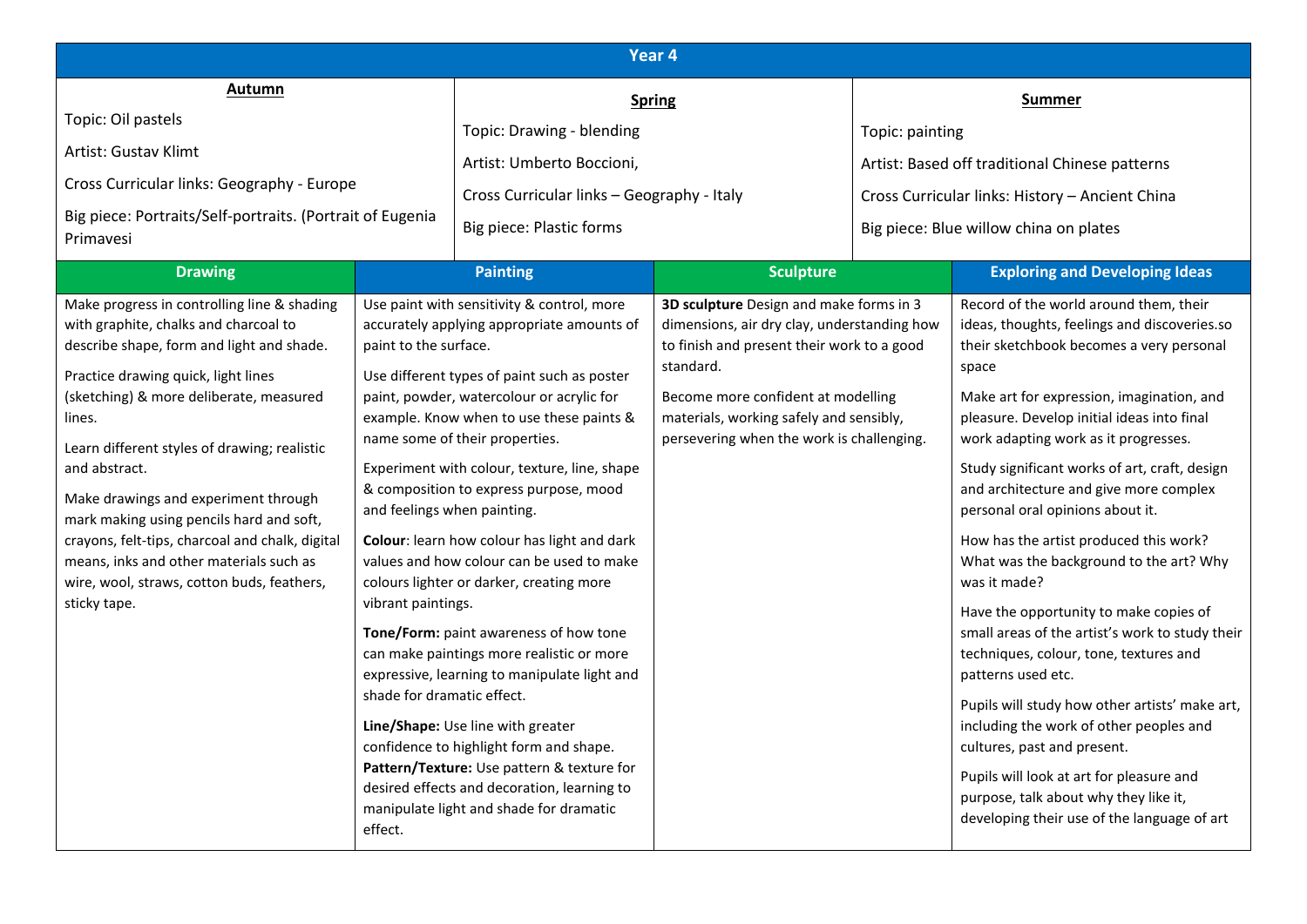# Year 4

| Autumn | Spring | Summer |
| --- | --- | --- |
| Topic: Oil pastels<br>Artist: Gustav Klimt<br>Cross Curricular links: Geography - Europe<br>Big piece: Portraits/Self-portraits. (Portrait of Eugenia Primavesi | Topic: Drawing - blending<br>Artist: Umberto Boccioni,<br>Cross Curricular links – Geography - Italy<br>Big piece: Plastic forms | Topic: painting<br>Artist: Based off traditional Chinese patterns<br>Cross Curricular links: History – Ancient China<br>Big piece: Blue willow china on plates |

| Drawing | Painting | Sculpture | Exploring and Developing Ideas |
| --- | --- | --- | --- |
| Make progress in controlling line & shading with graphite, chalks and charcoal to describe shape, form and light and shade.<br><br>Practice drawing quick, light lines (sketching) & more deliberate, measured lines.<br><br>Learn different styles of drawing; realistic and abstract.<br><br>Make drawings and experiment through mark making using pencils hard and soft, crayons, felt-tips, charcoal and chalk, digital means, inks and other materials such as wire, wool, straws, cotton buds, feathers, sticky tape. | Use paint with sensitivity & control, more accurately applying appropriate amounts of paint to the surface.<br><br>Use different types of paint such as poster paint, powder, watercolour or acrylic for example. Know when to use these paints & name some of their properties.<br><br>Experiment with colour, texture, line, shape & composition to express purpose, mood and feelings when painting.<br><br>**Colour**: learn how colour has light and dark values and how colour can be used to make colours lighter or darker, creating more vibrant paintings.<br><br>**Tone/Form:** paint awareness of how tone can make paintings more realistic or more expressive, learning to manipulate light and shade for dramatic effect.<br><br>**Line/Shape:** Use line with greater confidence to highlight form and shape.<br>**Pattern/Texture:** Use pattern & texture for desired effects and decoration, learning to manipulate light and shade for dramatic effect. | **3D sculpture** Design and make forms in 3 dimensions, air dry clay, understanding how to finish and present their work to a good standard.<br><br>Become more confident at modelling materials, working safely and sensibly, persevering when the work is challenging. | Record of the world around them, their ideas, thoughts, feelings and discoveries.so their sketchbook becomes a very personal space<br><br>Make art for expression, imagination, and pleasure. Develop initial ideas into final work adapting work as it progresses.<br><br>Study significant works of art, craft, design and architecture and give more complex personal oral opinions about it.<br><br>How has the artist produced this work? What was the background to the art? Why was it made?<br><br>Have the opportunity to make copies of small areas of the artist's work to study their techniques, colour, tone, textures and patterns used etc.<br><br>Pupils will study how other artists' make art, including the work of other peoples and cultures, past and present.<br><br>Pupils will look at art for pleasure and purpose, talk about why they like it, developing their use of the language of art |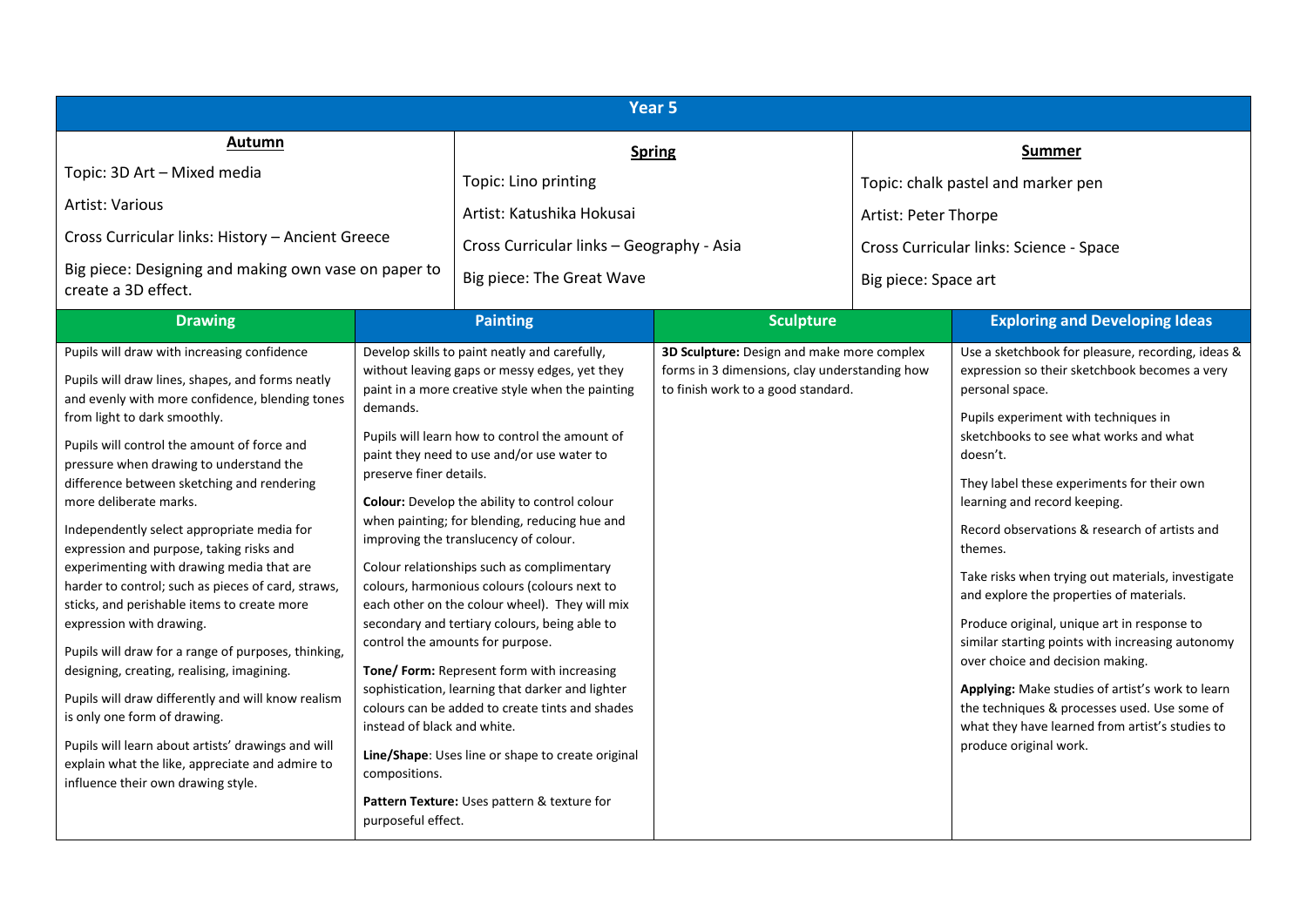| Year 5 | | |
|---|---|---|
| **Autumn**<br>Topic: 3D Art – Mixed media<br>Artist: Various<br>Cross Curricular links: History – Ancient Greece<br>Big piece: Designing and making own vase on paper to create a 3D effect. | **Spring**<br>Topic: Lino printing<br>Artist: Katushika Hokusai<br>Cross Curricular links – Geography - Asia<br>Big piece: The Great Wave | **Summer**<br>Topic: chalk pastel and marker pen<br>Artist: Peter Thorpe<br>Cross Curricular links: Science - Space<br>Big piece: Space art |

| Drawing | Painting | Sculpture | Exploring and Developing Ideas |
|---|---|---|---|
| Pupils will draw with increasing confidence<br><br>Pupils will draw lines, shapes, and forms neatly and evenly with more confidence, blending tones from light to dark smoothly.<br><br>Pupils will control the amount of force and pressure when drawing to understand the difference between sketching and rendering more deliberate marks.<br><br>Independently select appropriate media for expression and purpose, taking risks and experimenting with drawing media that are harder to control; such as pieces of card, straws, sticks, and perishable items to create more expression with drawing.<br><br>Pupils will draw for a range of purposes, thinking, designing, creating, realising, imagining.<br><br>Pupils will draw differently and will know realism is only one form of drawing.<br><br>Pupils will learn about artists' drawings and will explain what the like, appreciate and admire to influence their own drawing style. | Develop skills to paint neatly and carefully, without leaving gaps or messy edges, yet they paint in a more creative style when the painting demands.<br><br>Pupils will learn how to control the amount of paint they need to use and/or use water to preserve finer details.<br><br>**Colour:** Develop the ability to control colour when painting; for blending, reducing hue and improving the translucency of colour.<br><br>Colour relationships such as complimentary colours, harmonious colours (colours next to each other on the colour wheel). They will mix secondary and tertiary colours, being able to control the amounts for purpose.<br><br>**Tone/ Form:** Represent form with increasing sophistication, learning that darker and lighter colours can be added to create tints and shades instead of black and white.<br><br>**Line/Shape**: Uses line or shape to create original compositions.<br><br>**Pattern Texture:** Uses pattern & texture for purposeful effect. | **3D Sculpture:** Design and make more complex forms in 3 dimensions, clay understanding how to finish work to a good standard. | Use a sketchbook for pleasure, recording, ideas & expression so their sketchbook becomes a very personal space.<br><br>Pupils experiment with techniques in sketchbooks to see what works and what doesn't.<br><br>They label these experiments for their own learning and record keeping.<br><br>Record observations & research of artists and themes.<br><br>Take risks when trying out materials, investigate and explore the properties of materials.<br><br>Produce original, unique art in response to similar starting points with increasing autonomy over choice and decision making.<br><br>**Applying:** Make studies of artist's work to learn the techniques & processes used. Use some of what they have learned from artist's studies to produce original work. |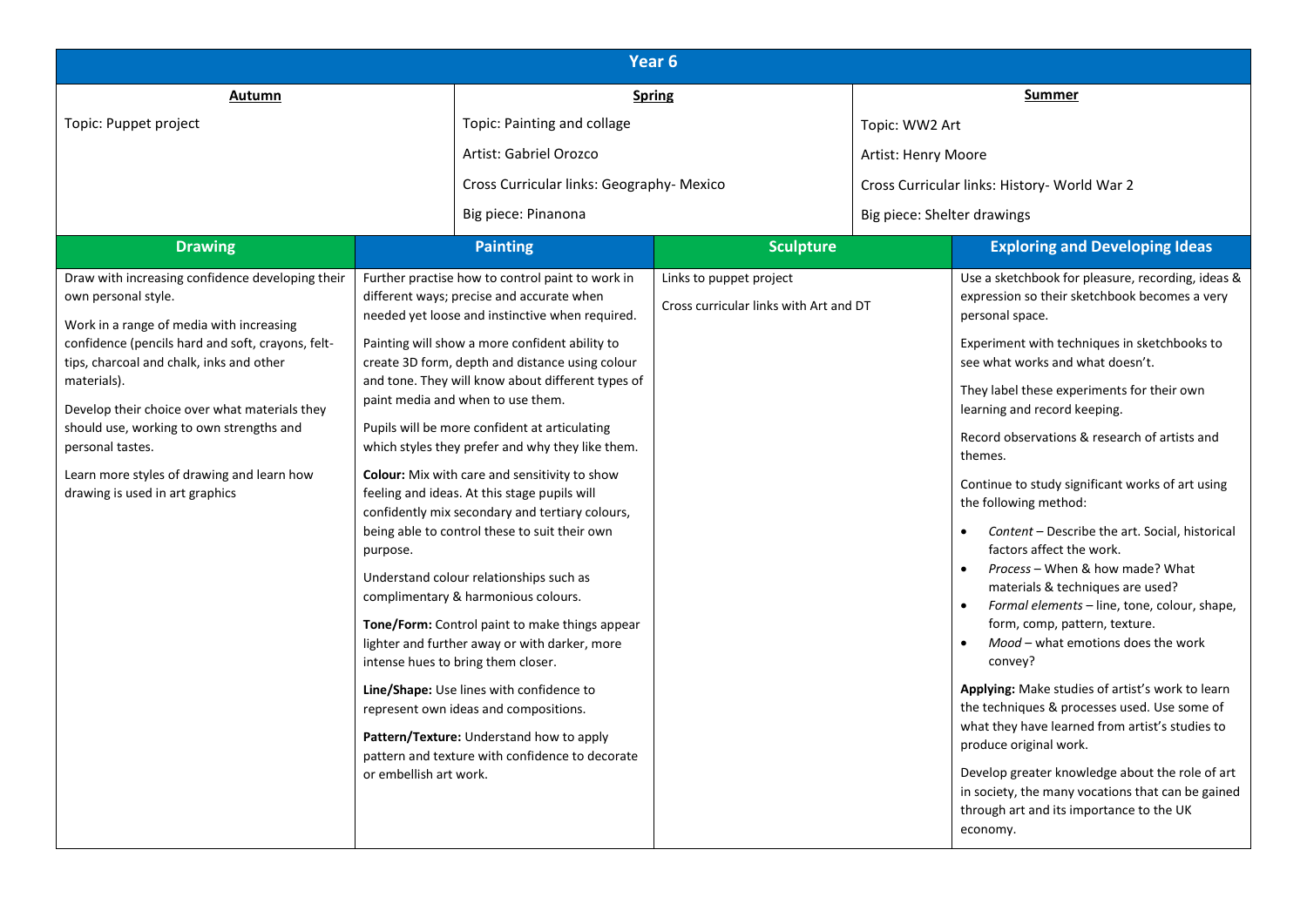## Year 6

| Autumn | Spring | Summer |
| --- | --- | --- |
| Topic: Puppet project | Topic: Painting and collage | Topic: WW2 Art |
| | Artist: Gabriel Orozco | Artist: Henry Moore |
| | Cross Curricular links: Geography- Mexico | Cross Curricular links: History- World War 2 |
| | Big piece: Pinanona | Big piece: Shelter drawings |

| Drawing | Painting | Sculpture | Exploring and Developing Ideas |
| --- | --- | --- | --- |
| Draw with increasing confidence developing their own personal style.<br><br>Work in a range of media with increasing confidence (pencils hard and soft, crayons, felt-tips, charcoal and chalk, inks and other materials).<br><br>Develop their choice over what materials they should use, working to own strengths and personal tastes.<br><br>Learn more styles of drawing and learn how drawing is used in art graphics | Further practise how to control paint to work in different ways; precise and accurate when needed yet loose and instinctive when required.<br><br>Painting will show a more confident ability to create 3D form, depth and distance using colour and tone. They will know about different types of paint media and when to use them.<br><br>Pupils will be more confident at articulating which styles they prefer and why they like them.<br><br>**Colour:** Mix with care and sensitivity to show feeling and ideas. At this stage pupils will confidently mix secondary and tertiary colours, being able to control these to suit their own purpose.<br><br>Understand colour relationships such as complimentary & harmonious colours.<br><br>**Tone/Form:** Control paint to make things appear lighter and further away or with darker, more intense hues to bring them closer.<br><br>**Line/Shape:** Use lines with confidence to represent own ideas and compositions.<br><br>**Pattern/Texture:** Understand how to apply pattern and texture with confidence to decorate or embellish art work. | Links to puppet project<br><br>Cross curricular links with Art and DT | Use a sketchbook for pleasure, recording, ideas & expression so their sketchbook becomes a very personal space.<br><br>Experiment with techniques in sketchbooks to see what works and what doesn't.<br><br>They label these experiments for their own learning and record keeping.<br><br>Record observations & research of artists and themes.<br><br>Continue to study significant works of art using the following method:<br>• *Content* – Describe the art. Social, historical factors affect the work.<br>• *Process* – When & how made? What materials & techniques are used?<br>• *Formal elements* – line, tone, colour, shape, form, comp, pattern, texture.<br>• *Mood* – what emotions does the work convey?<br><br>**Applying:** Make studies of artist's work to learn the techniques & processes used. Use some of what they have learned from artist's studies to produce original work.<br><br>Develop greater knowledge about the role of art in society, the many vocations that can be gained through art and its importance to the UK economy. |